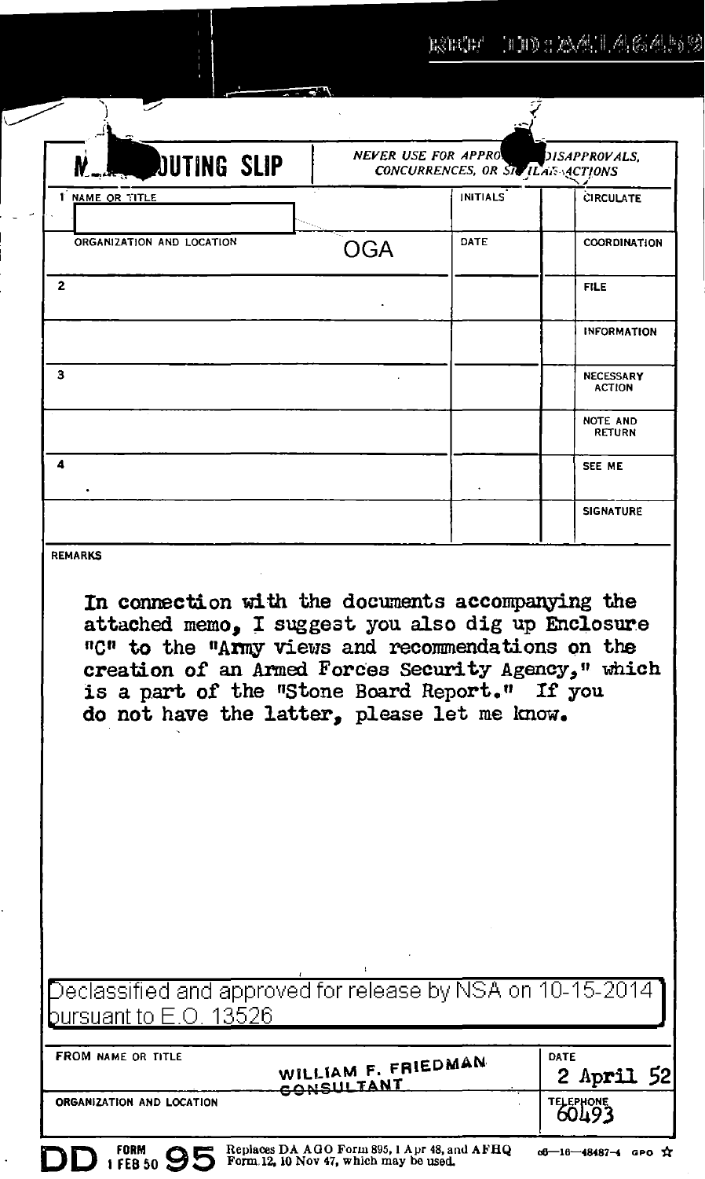REF ID:A146459

**M... ROUTING SLIP** — *NEVER USE FOR APPRO... DISAPPROVALS, CONCURRENCES, OR SIMILAR ACTIONS*

| | | INITIALS | | |
|---|---|---|---|---|
| 1 NAME OR TITLE | | INITIALS | | CIRCULATE |
| ORGANIZATION AND LOCATION | OGA | DATE | | COORDINATION |
| 2 | | | | FILE |
| | | | | INFORMATION |
| 3 | | | | NECESSARY ACTION |
| | | | | NOTE AND RETURN |
| 4 | | | | SEE ME |
| | | | | SIGNATURE |

REMARKS

In connection with the documents accompanying the attached memo, I suggest you also dig up Enclosure "C" to the "Army views and recommendations on the creation of an Armed Forces Security Agency," which is a part of the "Stone Board Report." If you do not have the latter, please let me know.

Declassified and approved for release by NSA on 10-15-2014 pursuant to E.O. 13526

| FROM NAME OR TITLE | DATE |
|---|---|
| WILLIAM F. FRIEDMAN CONSULTANT | 2 April 52 |
| ORGANIZATION AND LOCATION | TELEPHONE 60493 |

DD FORM 1 FEB 50 95 Replaces DA AGO Form 895, 1 Apr 48, and AFHQ Form 12, 10 Nov 47, which may be used. 16—48487-4 GPO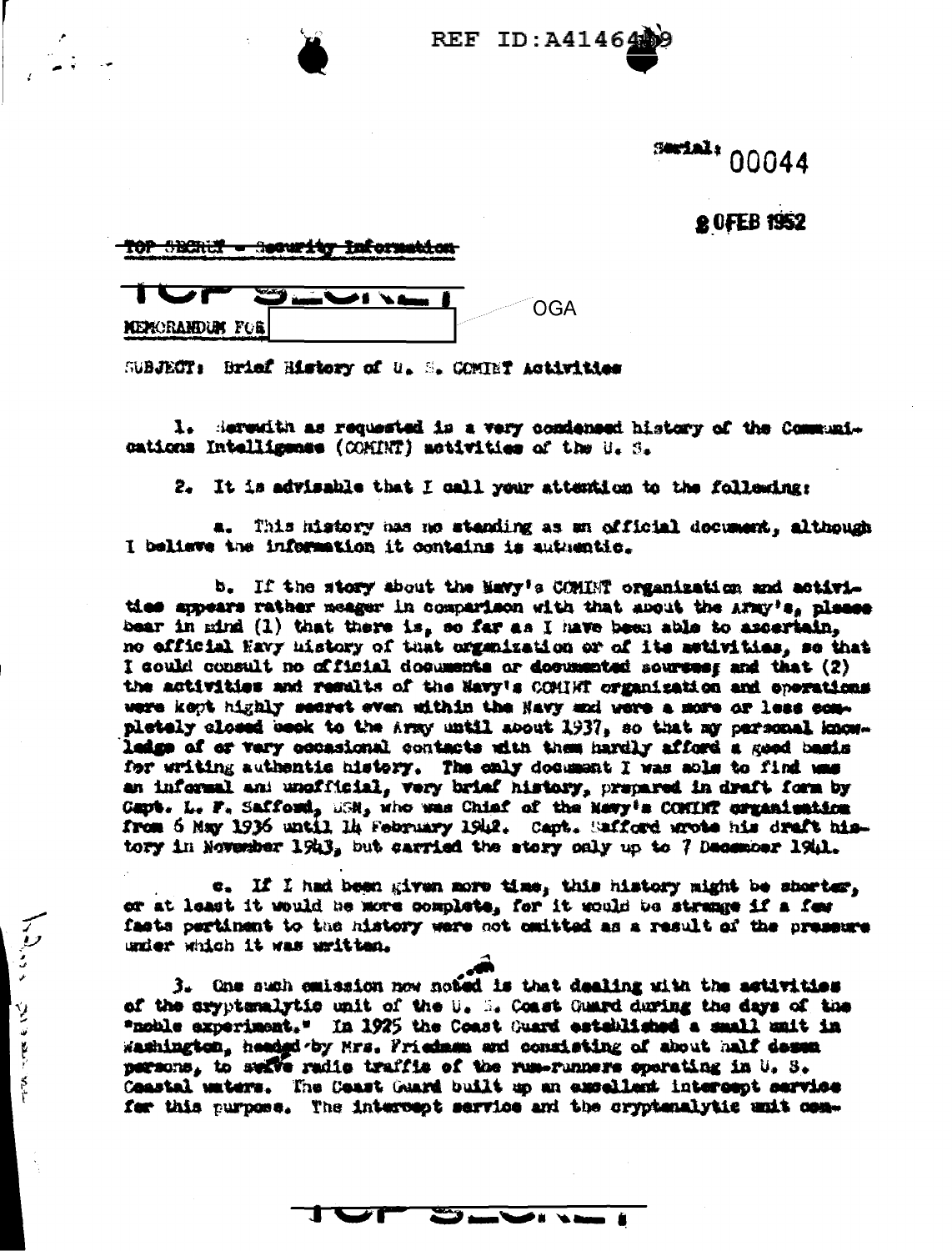Serial: 00044

20 FEB 1952

~~TOP SECRET - Security Information~~

TOP SECRET

MEMORANDUM FOR [OGA]

SUBJECT: Brief History of U. S. COMINT Activities

1. Herewith as requested is a very condensed history of the Communications Intelligence (COMINT) activities of the U. S.

2. It is advisable that I call your attention to the following:

a. This history has no standing as an official document, although I believe the information it contains is authentic.

b. If the story about the Navy's COMINT organization and activities appears rather meager in comparison with that about the Army's, please bear in mind (1) that there is, so far as I have been able to ascertain, no official Navy history of that organization or of its activities, so that I could consult no official documents or documented sources; and that (2) the activities and results of the Navy's COMINT organization and operations were kept highly secret even within the Navy and were a more or less completely closed book to the Army until about 1937, so that my personal knowledge of or very occasional contacts with them hardly afford a good basis for writing authentic history. The only document I was able to find was an informal and unofficial, very brief history, prepared in draft form by Capt. L. F. Safford, USN, who was Chief of the Navy's COMINT organization from 6 May 1936 until 14 February 1942. Capt. Safford wrote his draft history in November 1943, but carried the story only up to 7 December 1941.

c. If I had been given more time, this history might be shorter, or at least it would be more complete, for it would be strange if a few facts pertinent to the history were not omitted as a result of the pressure under which it was written.

3. One such omission now noted is that dealing with the activities of the cryptanalytic unit of the U. S. Coast Guard during the days of the "noble experiment." In 1925 the Coast Guard established a small unit in Washington, headed by Mrs. Friedman and consisting of about half dozen persons, to solve radio traffic of the rum-runners operating in U. S. Coastal waters. The Coast Guard built up an excellent intercept service for this purpose. The intercept service and the cryptanalytic unit com-

TOP SECRET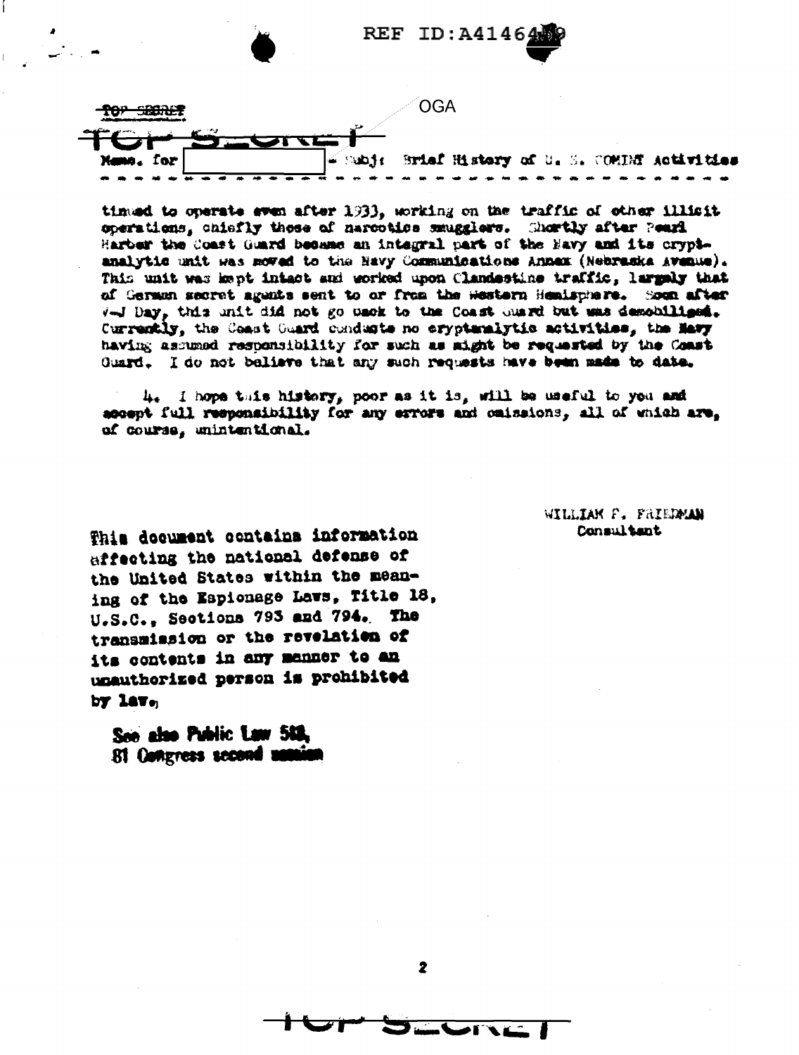REF ID:A4146409

OGA

~~TOP SECRET~~

TOP SECRET

Memo. for [ ] - Subj: Brief History of U. S. COMINT Activities

tinued to operate even after 1933, working on the traffic of other illicit operations, chiefly those of narcotics smugglers. Shortly after Pearl Harbor the Coast Guard became an integral part of the Navy and its cryptanalytic unit was moved to the Navy Communications Annex (Nebraska Avenue). This unit was kept intact and worked upon Clandestine traffic, largely that of German secret agents sent to or from the Western Hemisphere. Soon after V-J Day, this unit did not go back to the Coast Guard but was demobilized. Currently, the Coast Guard conducts no cryptanalytic activities, the Navy having assumed responsibility for such as might be requested by the Coast Guard. I do not believe that any such requests have been made to date.

4. I hope this history, poor as it is, will be useful to you and accept full responsibility for any errors and omissions, all of which are, of course, unintentional.

WILLIAM F. FRIEDMAN
Consultant

This document contains information affecting the national defense of the United States within the meaning of the Espionage Laws, Title 18, U.S.C., Sections 793 and 794. The transmission or the revelation of its contents in any manner to an unauthorized person is prohibited by law.

See also Public Law 513, 81 Congress second session

TOP SECRET